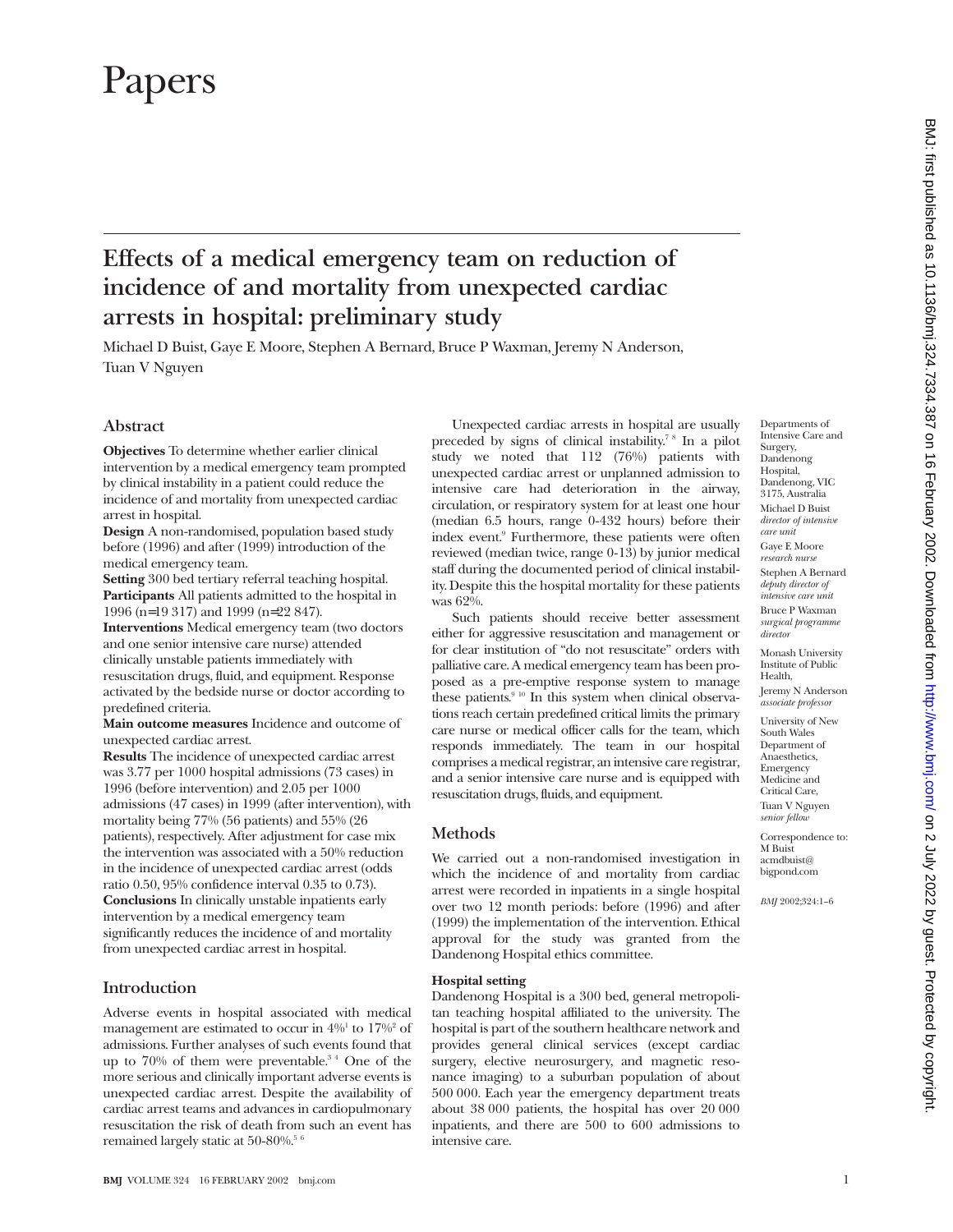# Papers

## Effects of a medical emergency team on reduction of incidence of and mortality from unexpected cardiac arrests in hospital: preliminary study

Michael D Buist, Gaye E Moore, Stephen A Bernard, Bruce P Waxman, Jeremy N Anderson, Tuan V Nguyen

### Abstract

**Objectives** To determine whether earlier clinical intervention by a medical emergency team prompted by clinical instability in a patient could reduce the incidence of and mortality from unexpected cardiac arrest in hospital.

**Design** A non-randomised, population based study before (1996) and after (1999) introduction of the medical emergency team.

**Setting** 300 bed tertiary referral teaching hospital.

**Participants** All patients admitted to the hospital in 1996 (n=19 317) and 1999 (n=22 847).

**Interventions** Medical emergency team (two doctors and one senior intensive care nurse) attended clinically unstable patients immediately with resuscitation drugs, fluid, and equipment. Response activated by the bedside nurse or doctor according to predefined criteria.

**Main outcome measures** Incidence and outcome of unexpected cardiac arrest.

**Results** The incidence of unexpected cardiac arrest was 3.77 per 1000 hospital admissions (73 cases) in 1996 (before intervention) and 2.05 per 1000 admissions (47 cases) in 1999 (after intervention), with mortality being 77% (56 patients) and 55% (26 patients), respectively. After adjustment for case mix the intervention was associated with a 50% reduction in the incidence of unexpected cardiac arrest (odds ratio 0.50, 95% confidence interval 0.35 to 0.73).

**Conclusions** In clinically unstable inpatients early intervention by a medical emergency team significantly reduces the incidence of and mortality from unexpected cardiac arrest in hospital.

### Introduction

Adverse events in hospital associated with medical management are estimated to occur in 4%[1] to 17%[2] of admissions. Further analyses of such events found that up to 70% of them were preventable.[3 4] One of the more serious and clinically important adverse events is unexpected cardiac arrest. Despite the availability of cardiac arrest teams and advances in cardiopulmonary resuscitation the risk of death from such an event has remained largely static at 50-80%.[5 6]

Unexpected cardiac arrests in hospital are usually preceded by signs of clinical instability.[7 8] In a pilot study we noted that 112 (76%) patients with unexpected cardiac arrest or unplanned admission to intensive care had deterioration in the airway, circulation, or respiratory system for at least one hour (median 6.5 hours, range 0-432 hours) before their index event.[9] Furthermore, these patients were often reviewed (median twice, range 0-13) by junior medical staff during the documented period of clinical instability. Despite this the hospital mortality for these patients was 62%.

Such patients should receive better assessment either for aggressive resuscitation and management or for clear institution of "do not resuscitate" orders with palliative care. A medical emergency team has been proposed as a pre-emptive response system to manage these patients.[9 10] In this system when clinical observations reach certain predefined critical limits the primary care nurse or medical officer calls for the team, which responds immediately. The team in our hospital comprises a medical registrar, an intensive care registrar, and a senior intensive care nurse and is equipped with resuscitation drugs, fluids, and equipment.

### Methods

We carried out a non-randomised investigation in which the incidence of and mortality from cardiac arrest were recorded in inpatients in a single hospital over two 12 month periods: before (1996) and after (1999) the implementation of the intervention. Ethical approval for the study was granted from the Dandenong Hospital ethics committee.

#### Hospital setting

Dandenong Hospital is a 300 bed, general metropolitan teaching hospital affiliated to the university. The hospital is part of the southern healthcare network and provides general clinical services (except cardiac surgery, elective neurosurgery, and magnetic resonance imaging) to a suburban population of about 500 000. Each year the emergency department treats about 38 000 patients, the hospital has over 20 000 inpatients, and there are 500 to 600 admissions to intensive care.

Departments of Intensive Care and Surgery, Dandenong Hospital, Dandenong, VIC 3175, Australia

Michael D Buist, *director of intensive care unit*

Gaye E Moore, *research nurse*

Stephen A Bernard, *deputy director of intensive care unit*

Bruce P Waxman, *surgical programme director*

Monash University Institute of Public Health,

Jeremy N Anderson, *associate professor*

University of New South Wales Department of Anaesthetics, Emergency Medicine and Critical Care,

Tuan V Nguyen, *senior fellow*

Correspondence to: M Buist acmdbuist@bigpond.com

*BMJ* 2002;324:1–6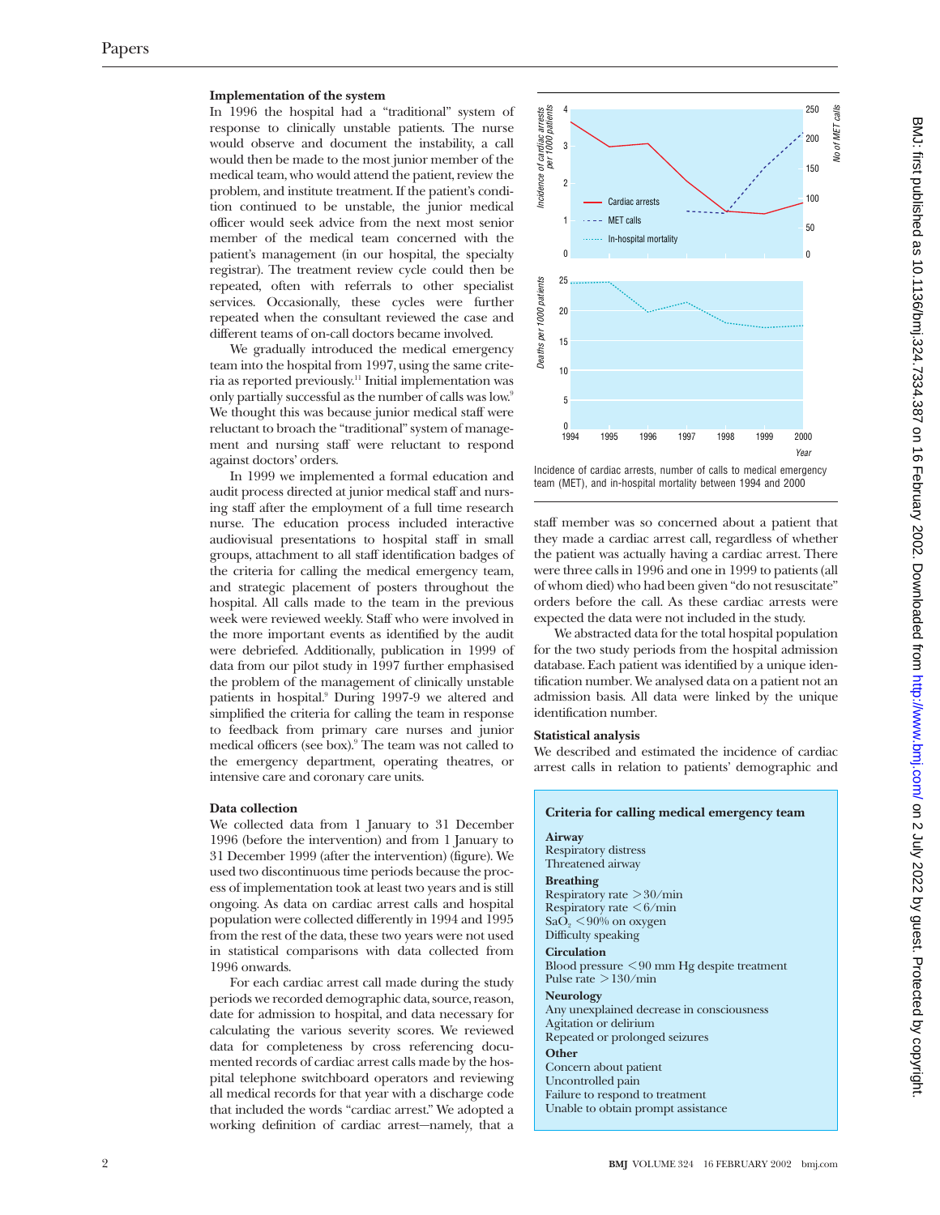### Implementation of the system

In 1996 the hospital had a "traditional" system of response to clinically unstable patients. The nurse would observe and document the instability, a call would then be made to the most junior member of the medical team, who would attend the patient, review the problem, and institute treatment. If the patient's condition continued to be unstable, the junior medical officer would seek advice from the next most senior member of the medical team concerned with the patient's management (in our hospital, the specialty registrar). The treatment review cycle could then be repeated, often with referrals to other specialist services. Occasionally, these cycles were further repeated when the consultant reviewed the case and different teams of on-call doctors became involved.

We gradually introduced the medical emergency team into the hospital from 1997, using the same criteria as reported previously.[11] Initial implementation was only partially successful as the number of calls was low.[9] We thought this was because junior medical staff were reluctant to broach the "traditional" system of management and nursing staff were reluctant to respond against doctors' orders.

In 1999 we implemented a formal education and audit process directed at junior medical staff and nursing staff after the employment of a full time research nurse. The education process included interactive audiovisual presentations to hospital staff in small groups, attachment to all staff identification badges of the criteria for calling the medical emergency team, and strategic placement of posters throughout the hospital. All calls made to the team in the previous week were reviewed weekly. Staff who were involved in the more important events as identified by the audit were debriefed. Additionally, publication in 1999 of data from our pilot study in 1997 further emphasised the problem of the management of clinically unstable patients in hospital.[9] During 1997-9 we altered and simplified the criteria for calling the team in response to feedback from primary care nurses and junior medical officers (see box).[9] The team was not called to the emergency department, operating theatres, or intensive care and coronary care units.

### Data collection

We collected data from 1 January to 31 December 1996 (before the intervention) and from 1 January to 31 December 1999 (after the intervention) (figure). We used two discontinuous time periods because the process of implementation took at least two years and is still ongoing. As data on cardiac arrest calls and hospital population were collected differently in 1994 and 1995 from the rest of the data, these two years were not used in statistical comparisons with data collected from 1996 onwards.

For each cardiac arrest call made during the study periods we recorded demographic data, source, reason, date for admission to hospital, and data necessary for calculating the various severity scores. We reviewed data for completeness by cross referencing documented records of cardiac arrest calls made by the hospital telephone switchboard operators and reviewing all medical records for that year with a discharge code that included the words "cardiac arrest." We adopted a working definition of cardiac arrest—namely, that a staff member was so concerned about a patient that they made a cardiac arrest call, regardless of whether the patient was actually having a cardiac arrest. There were three calls in 1996 and one in 1999 to patients (all of whom died) who had been given "do not resuscitate" orders before the call. As these cardiac arrests were expected the data were not included in the study.

We abstracted data for the total hospital population for the two study periods from the hospital admission database. Each patient was identified by a unique identification number. We analysed data on a patient not an admission basis. All data were linked by the unique identification number.

Incidence of cardiac arrests, number of calls to medical emergency team (MET), and in-hospital mortality between 1994 and 2000

### Statistical analysis

We described and estimated the incidence of cardiac arrest calls in relation to patients' demographic and

---

**Criteria for calling medical emergency team**

**Airway**
Respiratory distress
Threatened airway

**Breathing**
Respiratory rate >30/min
Respiratory rate <6/min
$SaO_2$ <90% on oxygen
Difficulty speaking

**Circulation**
Blood pressure <90 mm Hg despite treatment
Pulse rate >130/min

**Neurology**
Any unexplained decrease in consciousness
Agitation or delirium
Repeated or prolonged seizures

**Other**
Concern about patient
Uncontrolled pain
Failure to respond to treatment
Unable to obtain prompt assistance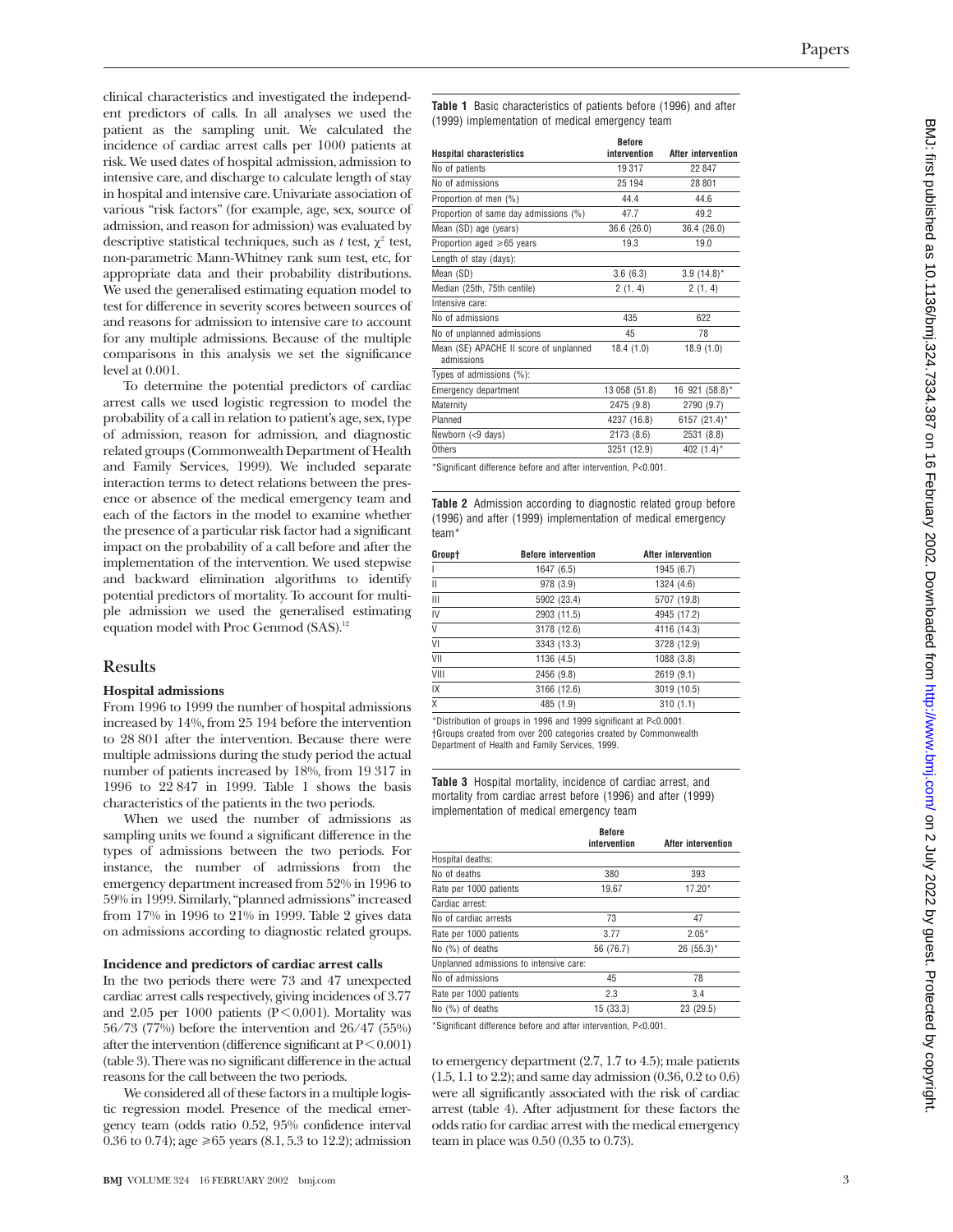clinical characteristics and investigated the independent predictors of calls. In all analyses we used the patient as the sampling unit. We calculated the incidence of cardiac arrest calls per 1000 patients at risk. We used dates of hospital admission, admission to intensive care, and discharge to calculate length of stay in hospital and intensive care. Univariate association of various "risk factors" (for example, age, sex, source of admission, and reason for admission) was evaluated by descriptive statistical techniques, such as $t$ test, $\chi^2$ test, non-parametric Mann-Whitney rank sum test, etc, for appropriate data and their probability distributions. We used the generalised estimating equation model to test for difference in severity scores between sources of and reasons for admission to intensive care to account for any multiple admissions. Because of the multiple comparisons in this analysis we set the significance level at 0.001.

To determine the potential predictors of cardiac arrest calls we used logistic regression to model the probability of a call in relation to patient's age, sex, type of admission, reason for admission, and diagnostic related groups (Commonwealth Department of Health and Family Services, 1999). We included separate interaction terms to detect relations between the presence or absence of the medical emergency team and each of the factors in the model to examine whether the presence of a particular risk factor had a significant impact on the probability of a call before and after the implementation of the intervention. We used stepwise and backward elimination algorithms to identify potential predictors of mortality. To account for multiple admission we used the generalised estimating equation model with Proc Genmod (SAS).[12]

## Results

### Hospital admissions

From 1996 to 1999 the number of hospital admissions increased by 14%, from 25 194 before the intervention to 28 801 after the intervention. Because there were multiple admissions during the study period the actual number of patients increased by 18%, from 19 317 in 1996 to 22 847 in 1999. Table 1 shows the basis characteristics of the patients in the two periods.

When we used the number of admissions as sampling units we found a significant difference in the types of admissions between the two periods. For instance, the number of admissions from the emergency department increased from 52% in 1996 to 59% in 1999. Similarly, "planned admissions" increased from 17% in 1996 to 21% in 1999. Table 2 gives data on admissions according to diagnostic related groups.

### Incidence and predictors of cardiac arrest calls

In the two periods there were 73 and 47 unexpected cardiac arrest calls respectively, giving incidences of 3.77 and 2.05 per 1000 patients ($P<0.001$). Mortality was 56/73 (77%) before the intervention and 26/47 (55%) after the intervention (difference significant at $P<0.001$) (table 3). There was no significant difference in the actual reasons for the call between the two periods.

We considered all of these factors in a multiple logistic regression model. Presence of the medical emergency team (odds ratio 0.52, 95% confidence interval 0.36 to 0.74); age ≥65 years (8.1, 5.3 to 12.2); admission to emergency department (2.7, 1.7 to 4.5); male patients (1.5, 1.1 to 2.2); and same day admission (0.36, 0.2 to 0.6) were all significantly associated with the risk of cardiac arrest (table 4). After adjustment for these factors the odds ratio for cardiac arrest with the medical emergency team in place was 0.50 (0.35 to 0.73).

**Table 1** Basic characteristics of patients before (1996) and after (1999) implementation of medical emergency team

| Hospital characteristics | Before intervention | After intervention |
|---|---|---|
| No of patients | 19 317 | 22 847 |
| No of admissions | 25 194 | 28 801 |
| Proportion of men (%) | 44.4 | 44.6 |
| Proportion of same day admissions (%) | 47.7 | 49.2 |
| Mean (SD) age (years) | 36.6 (26.0) | 36.4 (26.0) |
| Proportion aged ≥65 years | 19.3 | 19.0 |
| Length of stay (days): | | |
| Mean (SD) | 3.6 (6.3) | 3.9 (14.8)* |
| Median (25th, 75th centile) | 2 (1, 4) | 2 (1, 4) |
| Intensive care: | | |
| No of admissions | 435 | 622 |
| No of unplanned admissions | 45 | 78 |
| Mean (SE) APACHE II score of unplanned admissions | 18.4 (1.0) | 18.9 (1.0) |
| Types of admissions (%): | | |
| Emergency department | 13 058 (51.8) | 16 921 (58.8)* |
| Maternity | 2475 (9.8) | 2790 (9.7) |
| Planned | 4237 (16.8) | 6157 (21.4)* |
| Newborn (<9 days) | 2173 (8.6) | 2531 (8.8) |
| Others | 3251 (12.9) | 402 (1.4)* |

*Significant difference before and after intervention, P<0.001.

**Table 2** Admission according to diagnostic related group before (1996) and after (1999) implementation of medical emergency team*

| Group† | Before intervention | After intervention |
|---|---|---|
| I | 1647 (6.5) | 1945 (6.7) |
| II | 978 (3.9) | 1324 (4.6) |
| III | 5902 (23.4) | 5707 (19.8) |
| IV | 2903 (11.5) | 4945 (17.2) |
| V | 3178 (12.6) | 4116 (14.3) |
| VI | 3343 (13.3) | 3728 (12.9) |
| VII | 1136 (4.5) | 1088 (3.8) |
| VIII | 2456 (9.8) | 2619 (9.1) |
| IX | 3166 (12.6) | 3019 (10.5) |
| X | 485 (1.9) | 310 (1.1) |

*Distribution of groups in 1996 and 1999 significant at P<0.0001.
†Groups created from over 200 categories created by Commonwealth Department of Health and Family Services, 1999.

**Table 3** Hospital mortality, incidence of cardiac arrest, and mortality from cardiac arrest before (1996) and after (1999) implementation of medical emergency team

| | Before intervention | After intervention |
|---|---|---|
| Hospital deaths: | | |
| No of deaths | 380 | 393 |
| Rate per 1000 patients | 19.67 | 17.20* |
| Cardiac arrest: | | |
| No of cardiac arrests | 73 | 47 |
| Rate per 1000 patients | 3.77 | 2.05* |
| No (%) of deaths | 56 (76.7) | 26 (55.3)* |
| Unplanned admissions to intensive care: | | |
| No of admissions | 45 | 78 |
| Rate per 1000 patients | 2.3 | 3.4 |
| No (%) of deaths | 15 (33.3) | 23 (29.5) |

*Significant difference before and after intervention, P<0.001.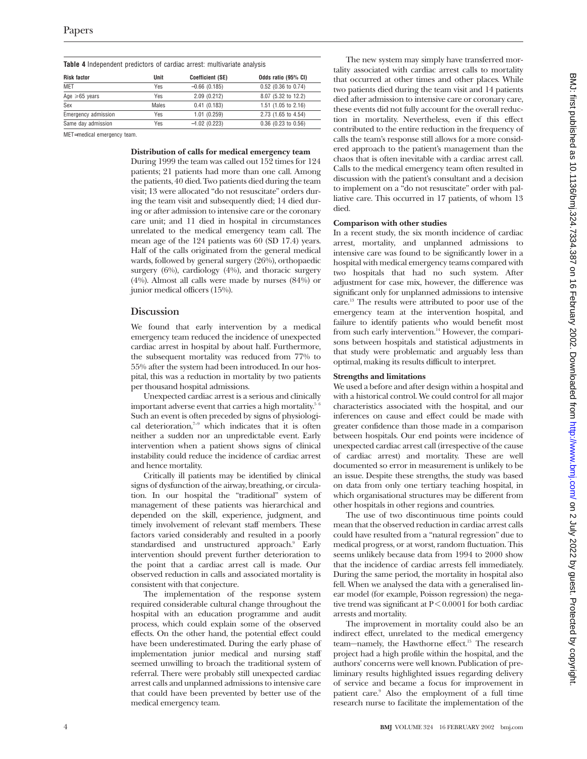**Table 4** Independent predictors of cardiac arrest: multivariate analysis

| Risk factor | Unit | Coefficient (SE) | Odds ratio (95% CI) |
|---|---|---|---|
| MET | Yes | −0.66 (0.185) | 0.52 (0.36 to 0.74) |
| Age ≥65 years | Yes | 2.09 (0.212) | 8.07 (5.32 to 12.2) |
| Sex | Males | 0.41 (0.183) | 1.51 (1.05 to 2.16) |
| Emergency admission | Yes | 1.01 (0.259) | 2.73 (1.65 to 4.54) |
| Same day admission | Yes | −1.02 (0.223) | 0.36 (0.23 to 0.56) |

MET=medical emergency team.

**Distribution of calls for medical emergency team**

During 1999 the team was called out 152 times for 124 patients; 21 patients had more than one call. Among the patients, 40 died. Two patients died during the team visit; 13 were allocated "do not resuscitate" orders during the team visit and subsequently died; 14 died during or after admission to intensive care or the coronary care unit; and 11 died in hospital in circumstances unrelated to the medical emergency team call. The mean age of the 124 patients was 60 (SD 17.4) years. Half of the calls originated from the general medical wards, followed by general surgery (26%), orthopaedic surgery (6%), cardiology (4%), and thoracic surgery (4%). Almost all calls were made by nurses (84%) or junior medical officers (15%).

## Discussion

We found that early intervention by a medical emergency team reduced the incidence of unexpected cardiac arrest in hospital by about half. Furthermore, the subsequent mortality was reduced from 77% to 55% after the system had been introduced. In our hospital, this was a reduction in mortality by two patients per thousand hospital admissions.

Unexpected cardiac arrest is a serious and clinically important adverse event that carries a high mortality.[5 6] Such an event is often preceded by signs of physiological deterioration,[7-9] which indicates that it is often neither a sudden nor an unpredictable event. Early intervention when a patient shows signs of clinical instability could reduce the incidence of cardiac arrest and hence mortality.

Critically ill patients may be identified by clinical signs of dysfunction of the airway, breathing, or circulation. In our hospital the "traditional" system of management of these patients was hierarchical and depended on the skill, experience, judgment, and timely involvement of relevant staff members. These factors varied considerably and resulted in a poorly standardised and unstructured approach.[9] Early intervention should prevent further deterioration to the point that a cardiac arrest call is made. Our observed reduction in calls and associated mortality is consistent with that conjecture.

The implementation of the response system required considerable cultural change throughout the hospital with an education programme and audit process, which could explain some of the observed effects. On the other hand, the potential effect could have been underestimated. During the early phase of implementation junior medical and nursing staff seemed unwilling to broach the traditional system of referral. There were probably still unexpected cardiac arrest calls and unplanned admissions to intensive care that could have been prevented by better use of the medical emergency team.

The new system may simply have transferred mortality associated with cardiac arrest calls to mortality that occurred at other times and other places. While two patients died during the team visit and 14 patients died after admission to intensive care or coronary care, these events did not fully account for the overall reduction in mortality. Nevertheless, even if this effect contributed to the entire reduction in the frequency of calls the team's response still allows for a more considered approach to the patient's management than the chaos that is often inevitable with a cardiac arrest call. Calls to the medical emergency team often resulted in discussion with the patient's consultant and a decision to implement on a "do not resuscitate" order with palliative care. This occurred in 17 patients, of whom 13 died.

**Comparison with other studies**

In a recent study, the six month incidence of cardiac arrest, mortality, and unplanned admissions to intensive care was found to be significantly lower in a hospital with medical emergency teams compared with two hospitals that had no such system. After adjustment for case mix, however, the difference was significant only for unplanned admissions to intensive care.[13] The results were attributed to poor use of the emergency team at the intervention hospital, and failure to identify patients who would benefit most from such early intervention.[14] However, the comparisons between hospitals and statistical adjustments in that study were problematic and arguably less than optimal, making its results difficult to interpret.

**Strengths and limitations**

We used a before and after design within a hospital and with a historical control. We could control for all major characteristics associated with the hospital, and our inferences on cause and effect could be made with greater confidence than those made in a comparison between hospitals. Our end points were incidence of unexpected cardiac arrest call (irrespective of the cause of cardiac arrest) and mortality. These are well documented so error in measurement is unlikely to be an issue. Despite these strengths, the study was based on data from only one tertiary teaching hospital, in which organisational structures may be different from other hospitals in other regions and countries.

The use of two discontinuous time points could mean that the observed reduction in cardiac arrest calls could have resulted from a "natural regression" due to medical progress, or at worst, random fluctuation. This seems unlikely because data from 1994 to 2000 show that the incidence of cardiac arrests fell immediately. During the same period, the mortality in hospital also fell. When we analysed the data with a generalised linear model (for example, Poisson regression) the negative trend was significant at $P<0.0001$ for both cardiac arrests and mortality.

The improvement in mortality could also be an indirect effect, unrelated to the medical emergency team—namely, the Hawthorne effect.[15] The research project had a high profile within the hospital, and the authors' concerns were well known. Publication of preliminary results highlighted issues regarding delivery of service and became a focus for improvement in patient care.[9] Also the employment of a full time research nurse to facilitate the implementation of the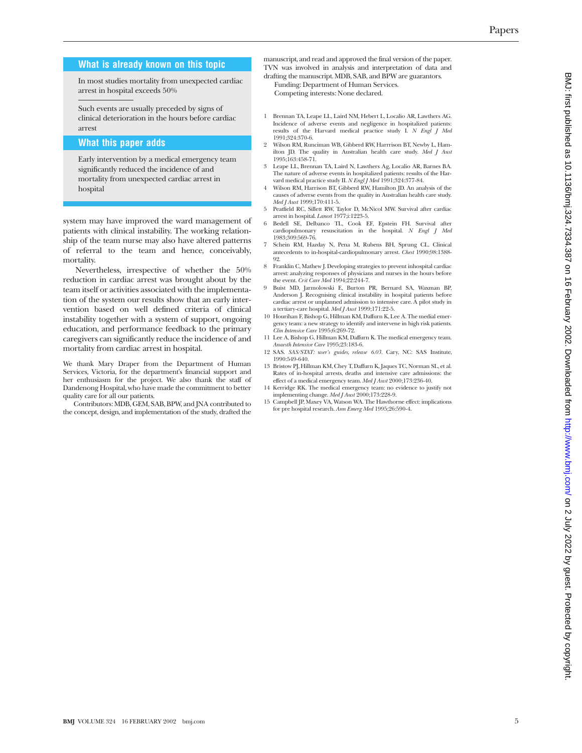## What is already known on this topic

In most studies mortality from unexpected cardiac arrest in hospital exceeds 50%

Such events are usually preceded by signs of clinical deterioration in the hours before cardiac arrest

## What this paper adds

Early intervention by a medical emergency team significantly reduced the incidence of and mortality from unexpected cardiac arrest in hospital

system may have improved the ward management of patients with clinical instability. The working relationship of the team nurse may also have altered patterns of referral to the team and hence, conceivably, mortality.

Nevertheless, irrespective of whether the 50% reduction in cardiac arrest was brought about by the team itself or activities associated with the implementation of the system our results show that an early intervention based on well defined criteria of clinical instability together with a system of support, ongoing education, and performance feedback to the primary caregivers can significantly reduce the incidence of and mortality from cardiac arrest in hospital.

We thank Mary Draper from the Department of Human Services, Victoria, for the department's financial support and her enthusiasm for the project. We also thank the staff of Dandenong Hospital, who have made the commitment to better quality care for all our patients.

Contributors: MDB, GEM, SAB, BPW, and JNA contributed to the concept, design, and implementation of the study, drafted the manuscript, and read and approved the final version of the paper. TVN was involved in analysis and interpretation of data and drafting the manuscript. MDB, SAB, and BPW are guarantors.

Funding: Department of Human Services.

Competing interests: None declared.

1. Brennan TA, Leape LL, Laird NM, Hebert L, Localio AR, Lawthers AG. Incidence of adverse events and negligence in hospitalized patients: results of the Harvard medical practice study I. *N Engl J Med* 1991;324:370-6.
2. Wilson RM, Runciman WB, Gibberd RW, Harrrison BT, Newby L, Hamilton JD. The quality in Australian health care study. *Med J Aust* 1995;163:458-71.
3. Leape LL, Brennan TA, Laird N, Lawthers Ag, Localio AR, Barnes BA. The nature of adverse events in hospitalized patients: results of the Harvard medical practice study II. *N Engl J Med* 1991;324:377-84.
4. Wilson RM, Harrison BT, Gibberd RW, Hamilton JD. An analysis of the causes of adverse events from the quality in Australian health care study. *Med J Aust* 1999;170:411-5.
5. Peatfield RC, Sillett RW, Taylor D, McNicol MW. Survival after cardiac arrest in hospital. *Lancet* 1977;i:1223-5.
6. Bedell SE, Delbanco TL, Cook EF, Epstein FH. Survival after cardiopulmonary resuscitation in the hospital. *N Engl J Med* 1983;309:569-76.
7. Schein RM, Hazday N, Pena M, Rubens BH, Sprung CL. Clinical antecedents to in-hospital-cardiopulmonary arrest. *Chest* 1990;98:1388-92.
8. Franklin C, Mathew J. Developing strategies to prevent inhospital cardiac arrest: analyzing responses of physicians and nurses in the hours before the event. *Crit Care Med* 1994;22:244-7.
9. Buist MD, Jarmolowski E, Burton PR, Bernard SA, Waxman BP, Anderson J. Recognising clinical instability in hospital patients before cardiac arrest or unplanned admission to intensive care. A pilot study in a tertiary-care hospital. *Med J Aust* 1999;171:22-5.
10. Hourihan F, Bishop G, Hillman KM, Daffurn K, Lee A. The medial emergency team: a new strategy to identify and intervene in high risk patients. *Clin Intensive Care* 1995;6:269-72.
11. Lee A, Bishop G, Hillman KM, Daffurn K. The medical emergency team. *Anaesth Intensive Care* 1995;23:183-6.
12. SAS. *SAS/STAT: user's guides, release 6.03.* Cary, NC: SAS Institute, 1990:549-640.
13. Bristow PJ, Hillman KM, Chey T, Daffurn K, Jaques TC, Norman SL, et al. Rates of in-hospital arrests, deaths and intensive care admissions: the effect of a medical emergency team. *Med J Aust* 2000;173:236-40.
14. Kerridge RK. The medical emergency team: no evidence to justify not implementing change. *Med J Aust* 2000;173:228-9.
15. Campbell JP, Maxey VA, Watson WA. The Hawthorne effect: implications for pre hospital research. *Ann Emerg Med* 1995;26:590-4.